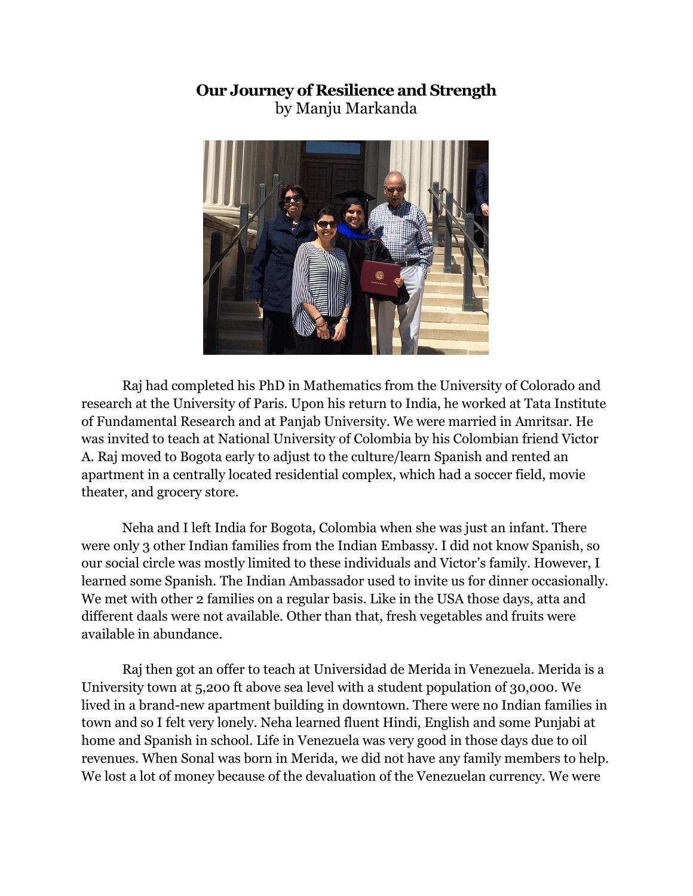# Our Journey of Resilience and Strength

by Manju Markanda

Raj had completed his PhD in Mathematics from the University of Colorado and research at the University of Paris. Upon his return to India, he worked at Tata Institute of Fundamental Research and at Panjab University. We were married in Amritsar. He was invited to teach at National University of Colombia by his Colombian friend Victor A. Raj moved to Bogota early to adjust to the culture/learn Spanish and rented an apartment in a centrally located residential complex, which had a soccer field, movie theater, and grocery store.

Neha and I left India for Bogota, Colombia when she was just an infant. There were only 3 other Indian families from the Indian Embassy. I did not know Spanish, so our social circle was mostly limited to these individuals and Victor's family. However, I learned some Spanish. The Indian Ambassador used to invite us for dinner occasionally. We met with other 2 families on a regular basis. Like in the USA those days, atta and different daals were not available. Other than that, fresh vegetables and fruits were available in abundance.

Raj then got an offer to teach at Universidad de Merida in Venezuela. Merida is a University town at 5,200 ft above sea level with a student population of 30,000. We lived in a brand-new apartment building in downtown. There were no Indian families in town and so I felt very lonely. Neha learned fluent Hindi, English and some Punjabi at home and Spanish in school. Life in Venezuela was very good in those days due to oil revenues. When Sonal was born in Merida, we did not have any family members to help. We lost a lot of money because of the devaluation of the Venezuelan currency. We were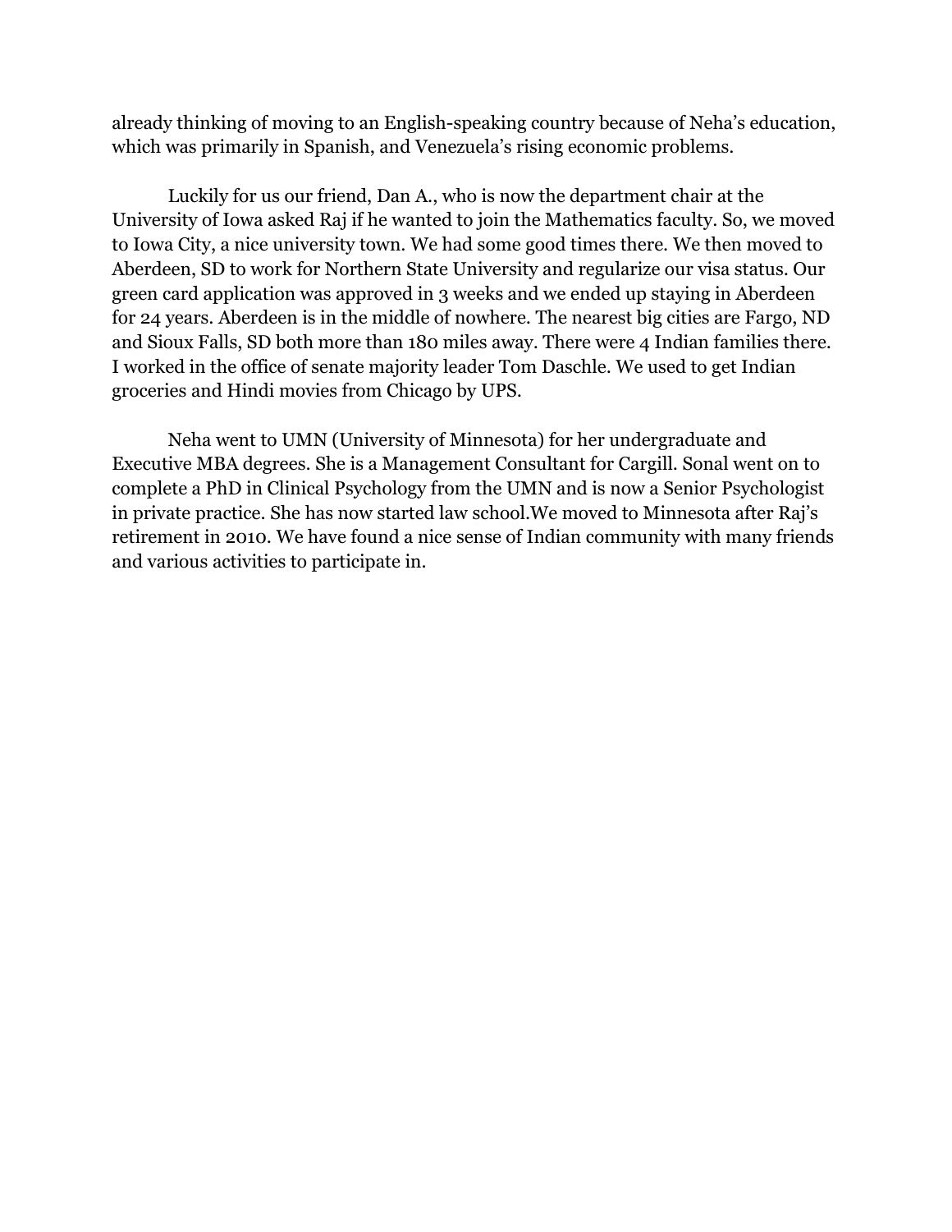already thinking of moving to an English-speaking country because of Neha's education, which was primarily in Spanish, and Venezuela's rising economic problems.

Luckily for us our friend, Dan A., who is now the department chair at the University of Iowa asked Raj if he wanted to join the Mathematics faculty. So, we moved to Iowa City, a nice university town. We had some good times there. We then moved to Aberdeen, SD to work for Northern State University and regularize our visa status. Our green card application was approved in 3 weeks and we ended up staying in Aberdeen for 24 years. Aberdeen is in the middle of nowhere. The nearest big cities are Fargo, ND and Sioux Falls, SD both more than 180 miles away. There were 4 Indian families there. I worked in the office of senate majority leader Tom Daschle. We used to get Indian groceries and Hindi movies from Chicago by UPS.

Neha went to UMN (University of Minnesota) for her undergraduate and Executive MBA degrees. She is a Management Consultant for Cargill. Sonal went on to complete a PhD in Clinical Psychology from the UMN and is now a Senior Psychologist in private practice. She has now started law school.We moved to Minnesota after Raj's retirement in 2010. We have found a nice sense of Indian community with many friends and various activities to participate in.